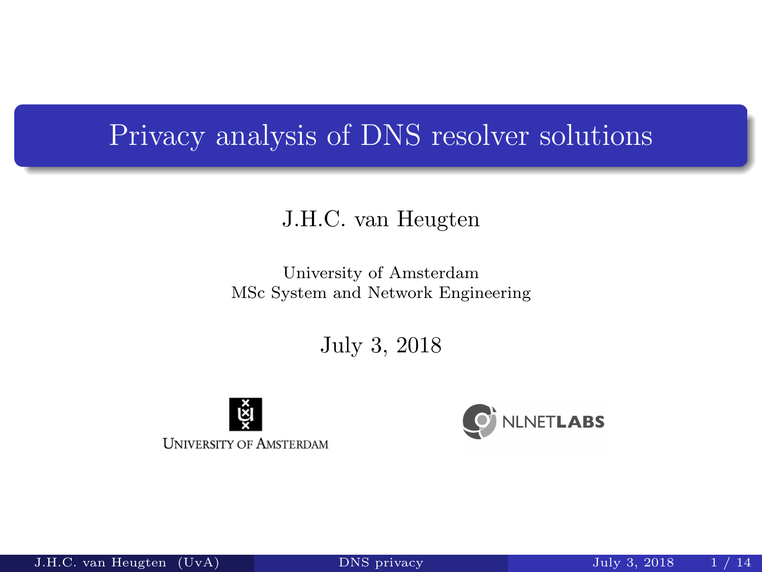# Privacy analysis of DNS resolver solutions

J.H.C. van Heugten

University of Amsterdam
MSc System and Network Engineering

July 3, 2018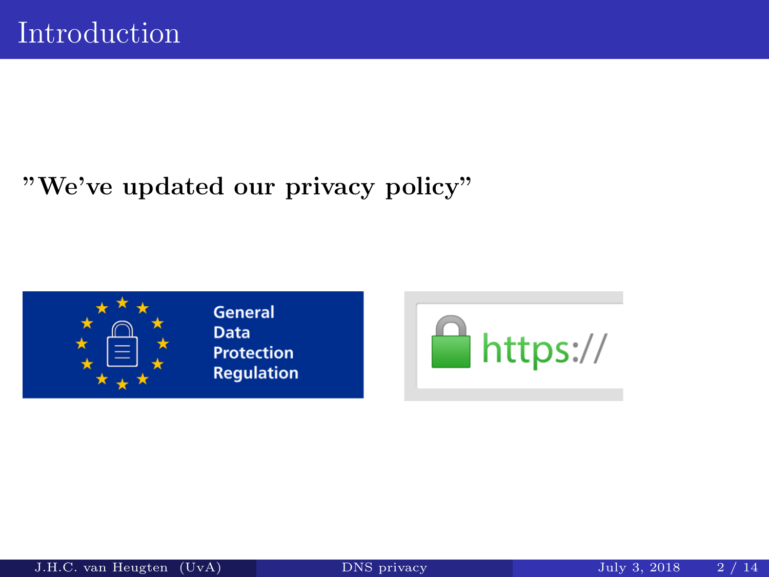# Introduction

**"We've updated our privacy policy"**

General Data Protection Regulation

https://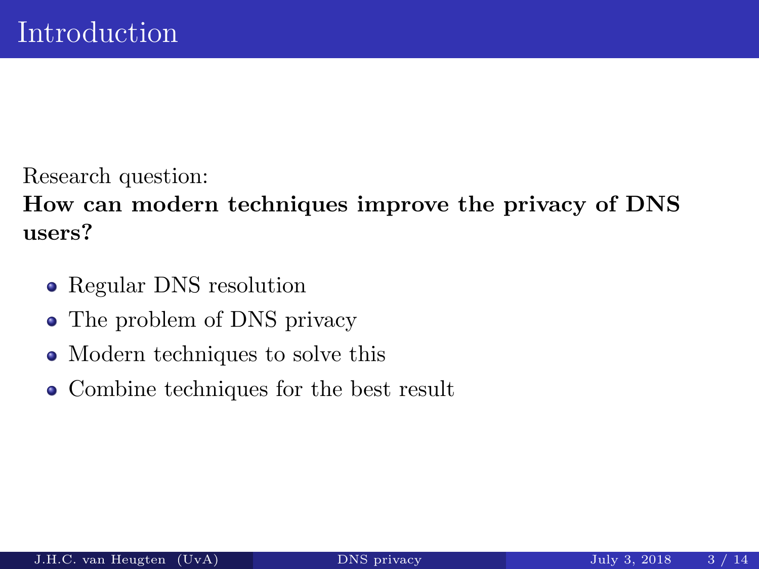# Introduction

Research question:
**How can modern techniques improve the privacy of DNS users?**

- Regular DNS resolution
- The problem of DNS privacy
- Modern techniques to solve this
- Combine techniques for the best result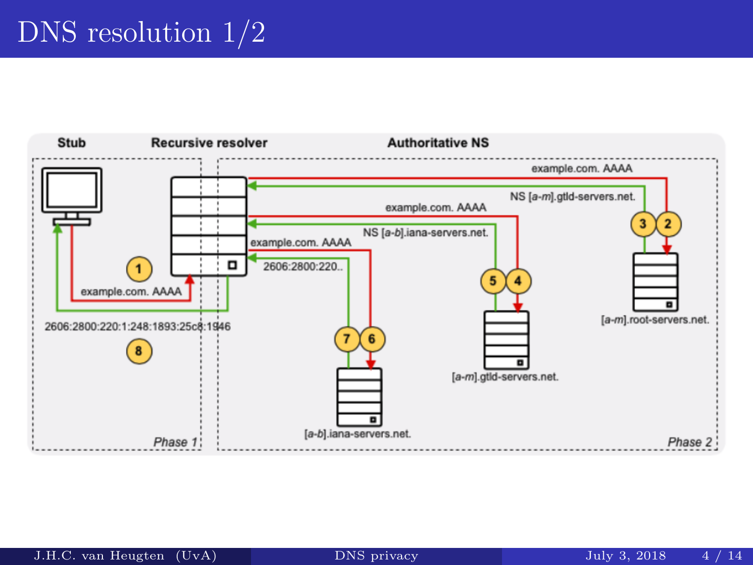# DNS resolution 1/2

Stub

Recursive resolver

Authoritative NS

1. example.com. AAAA
2. example.com. AAAA
3. NS [a-m].gtld-servers.net.
4. example.com. AAAA
5. NS [a-b].iana-servers.net.
6. example.com. AAAA
7. 2606:2800:220..
8. 2606:2800:220:1:248:1893:25c8:1946

[a-m].root-servers.net.

[a-m].gtld-servers.net.

[a-b].iana-servers.net.

*Phase 1*

*Phase 2*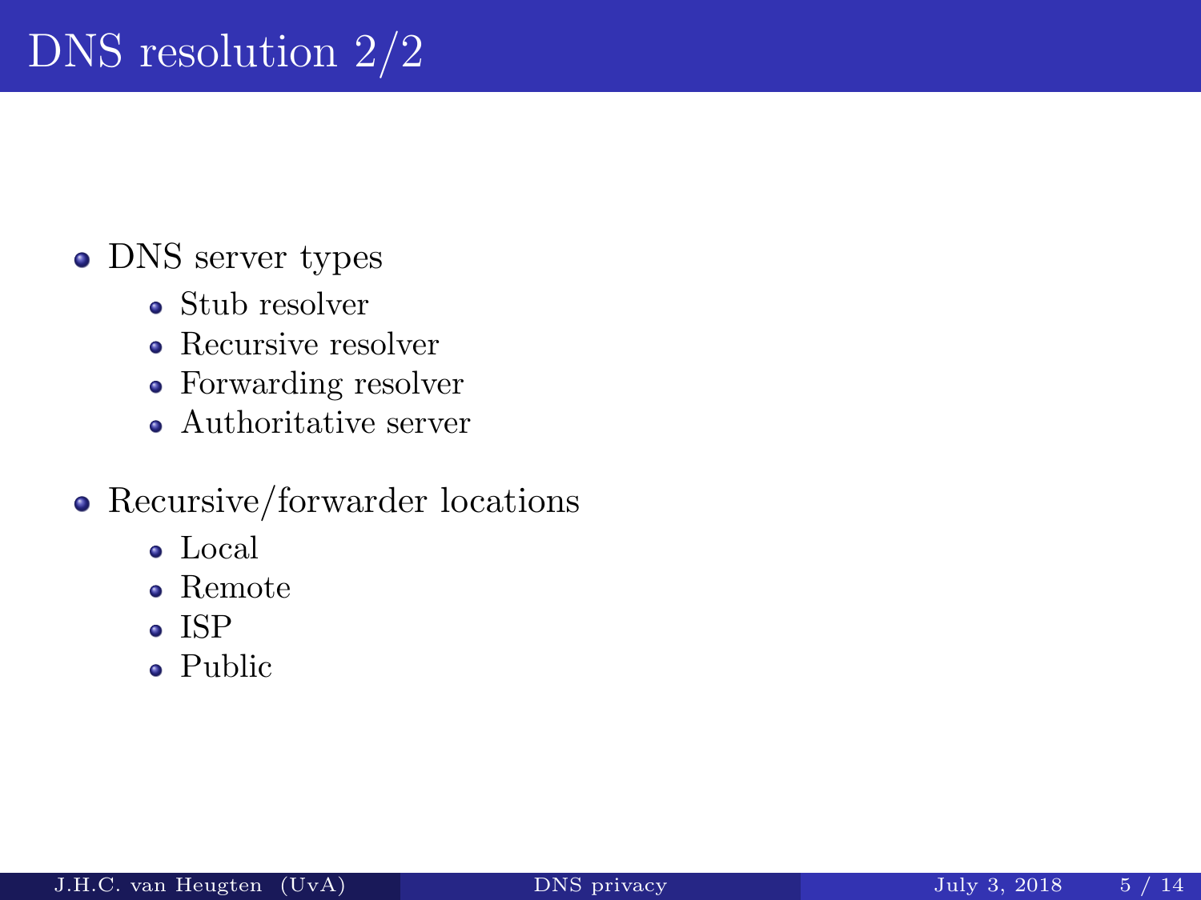# DNS resolution 2/2

- DNS server types
  - Stub resolver
  - Recursive resolver
  - Forwarding resolver
  - Authoritative server
- Recursive/forwarder locations
  - Local
  - Remote
  - ISP
  - Public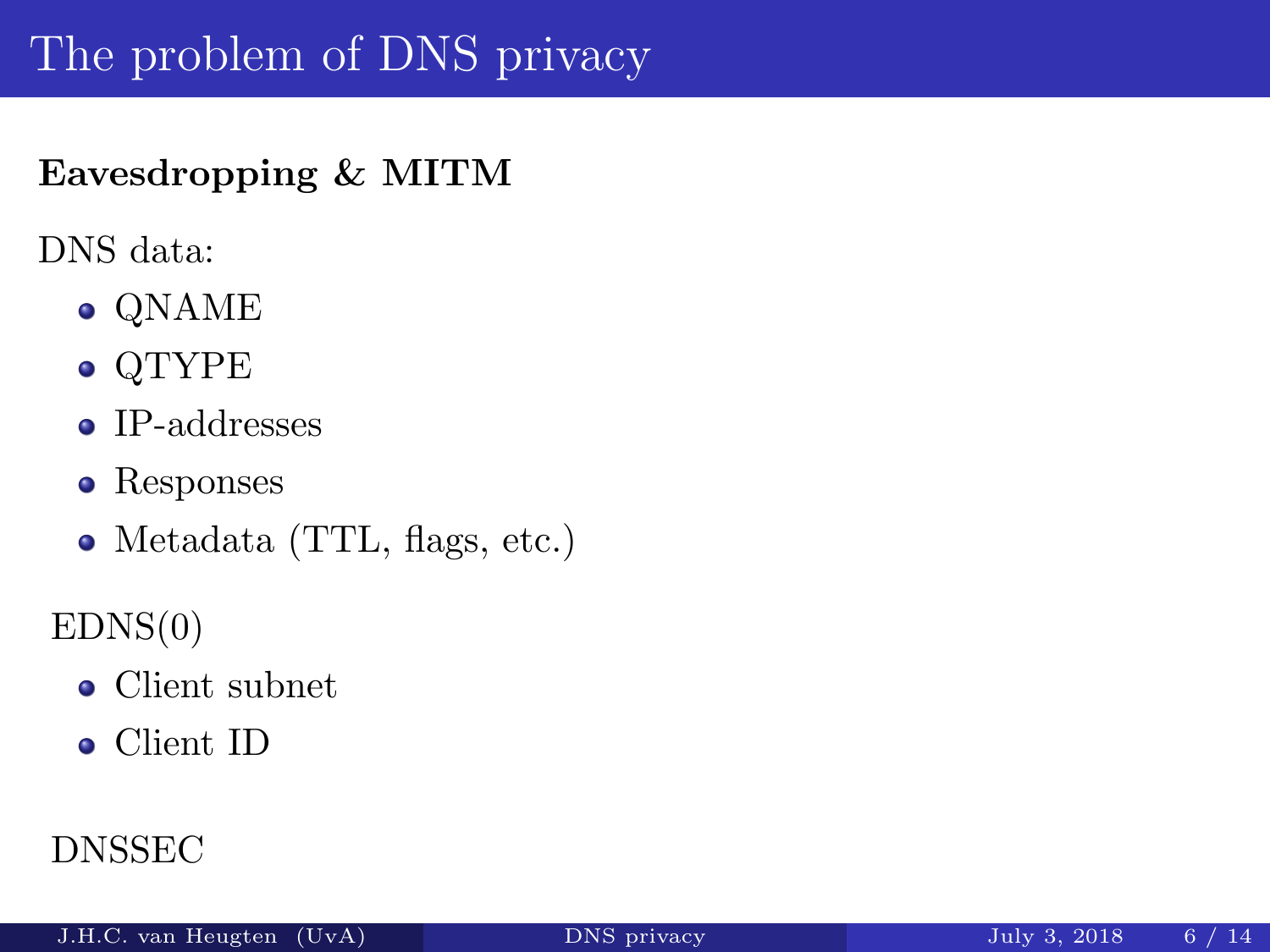# The problem of DNS privacy

**Eavesdropping & MITM**

DNS data:

- QNAME
- QTYPE
- IP-addresses
- Responses
- Metadata (TTL, flags, etc.)

EDNS(0)

- Client subnet
- Client ID

DNSSEC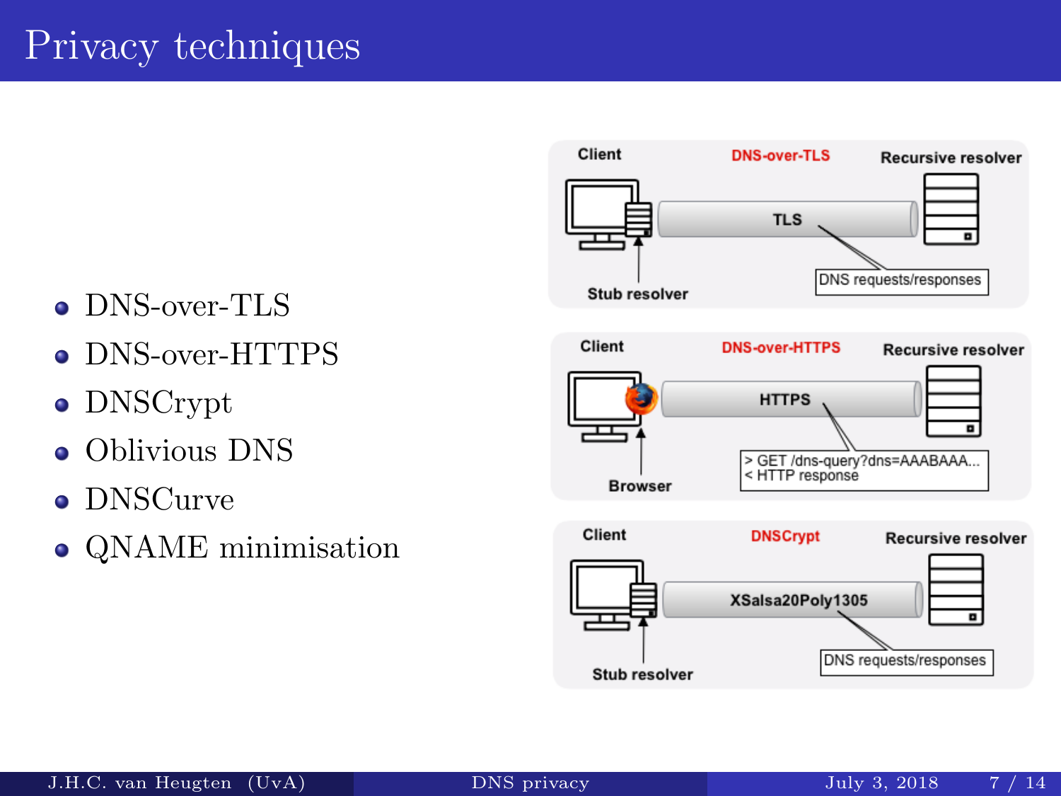# Privacy techniques

- DNS-over-TLS
- DNS-over-HTTPS
- DNSCrypt
- Oblivious DNS
- DNSCurve
- QNAME minimisation

Client | DNS-over-TLS | Recursive resolver
TLS
Stub resolver
DNS requests/responses

Client | DNS-over-HTTPS | Recursive resolver
HTTPS
Browser
> GET /dns-query?dns=AAABAAA...
< HTTP response

Client | DNSCrypt | Recursive resolver
XSalsa20Poly1305
Stub resolver
DNS requests/responses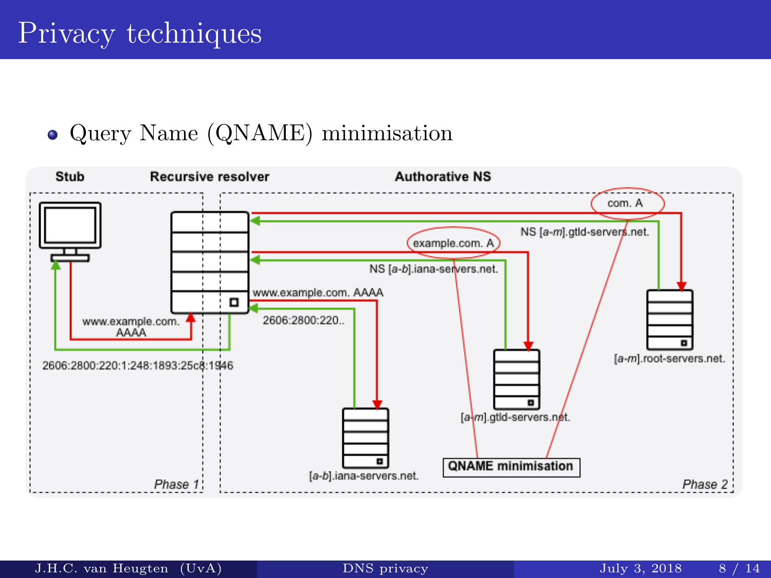# Privacy techniques

- Query Name (QNAME) minimisation

Stub | Recursive resolver | Authorative NS

com. A

NS [a-m].gtld-servers.net.

example.com. A

NS [a-b].iana-servers.net.

www.example.com. AAAA

2606:2800:220..

www.example.com. AAAA

2606:2800:220:1:248:1893:25c8:1946

[a-m].root-servers.net.

[a-m].gtld-servers.net.

[a-b].iana-servers.net.

QNAME minimisation

Phase 1

Phase 2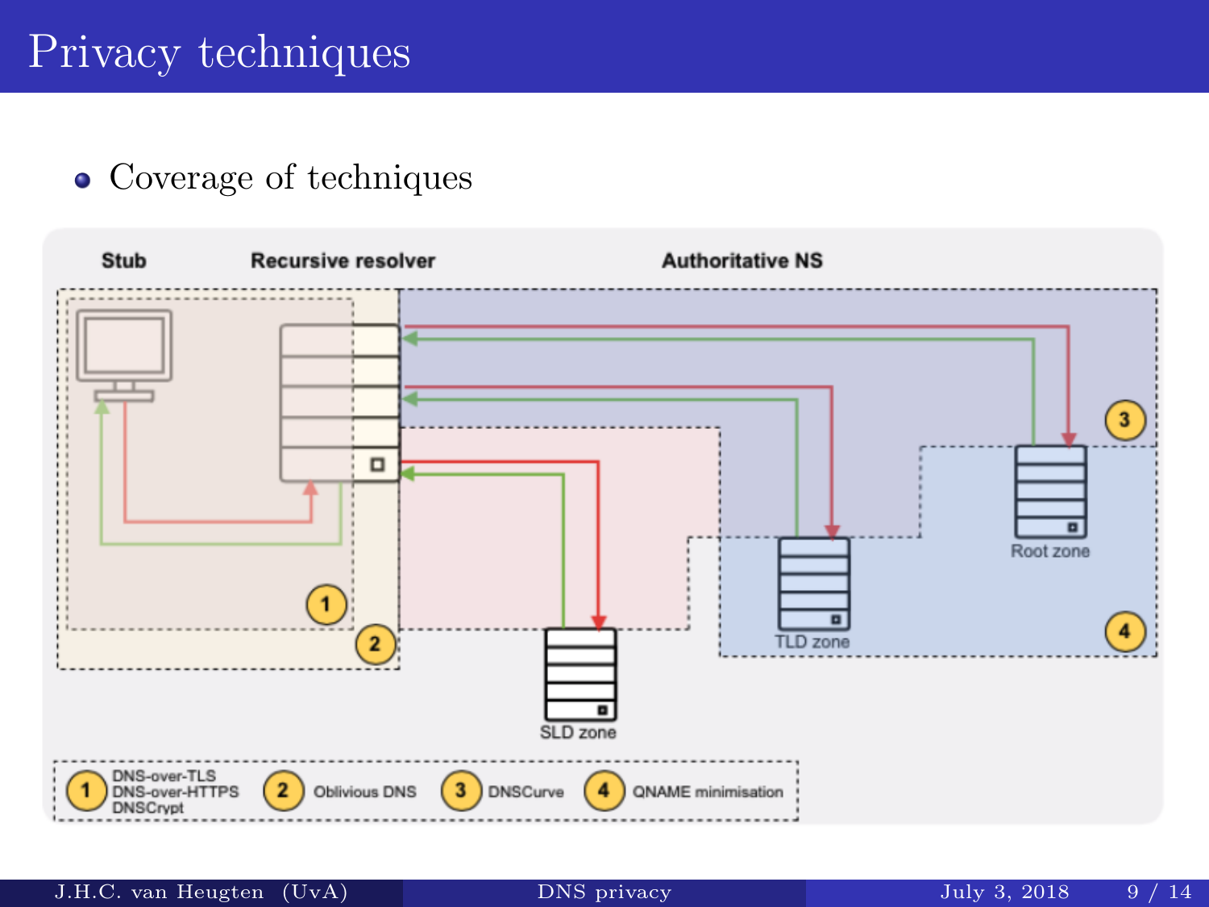# Privacy techniques

- Coverage of techniques

Stub | Recursive resolver | Authoritative NS

Root zone

TLD zone

SLD zone

1. DNS-over-TLS, DNS-over-HTTPS, DNSCrypt
2. Oblivious DNS
3. DNSCurve
4. QNAME minimisation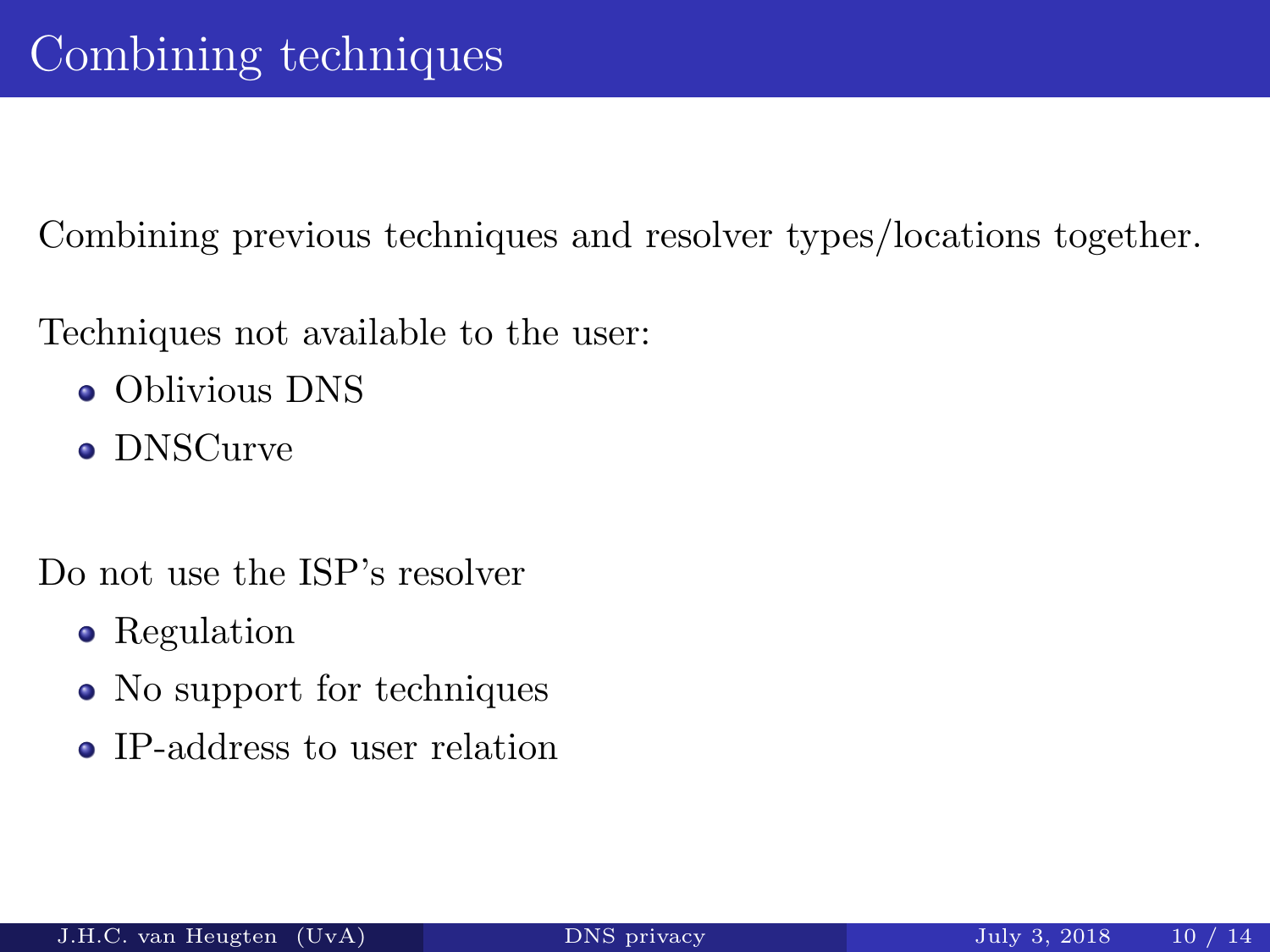# Combining techniques

Combining previous techniques and resolver types/locations together.

Techniques not available to the user:

- Oblivious DNS
- DNSCurve

Do not use the ISP's resolver

- Regulation
- No support for techniques
- IP-address to user relation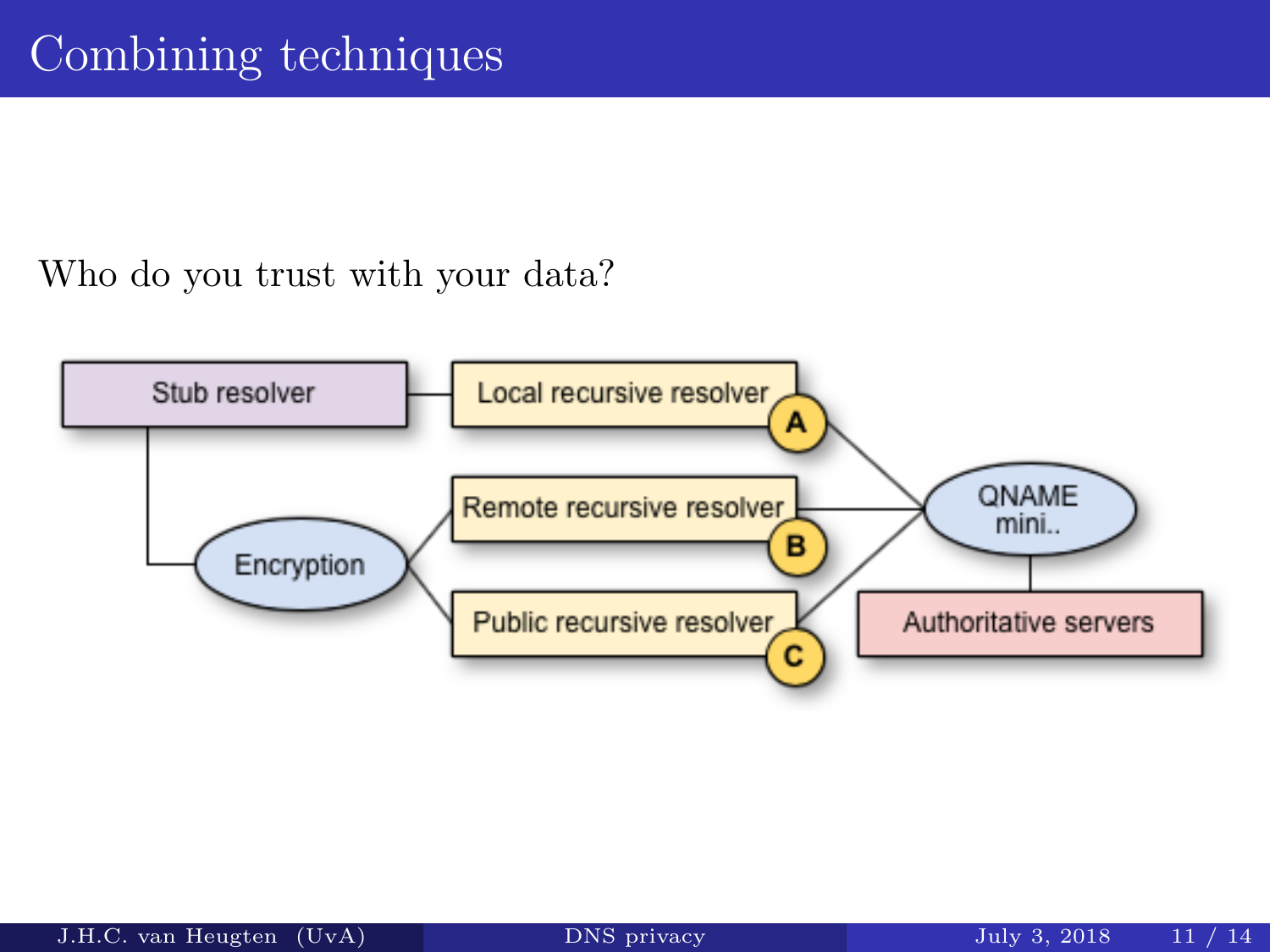# Combining techniques

Who do you trust with your data?

Stub resolver

Local recursive resolver (A)

Encryption

Remote recursive resolver (B)

Public recursive resolver (C)

QNAME mini..

Authoritative servers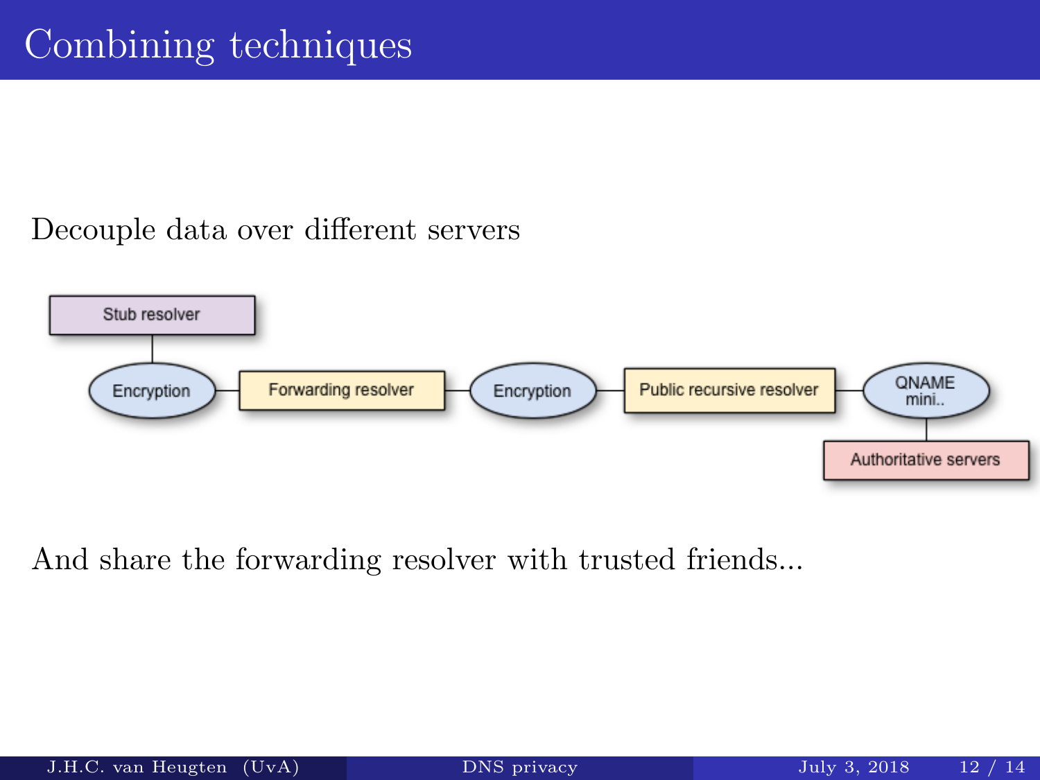# Combining techniques

Decouple data over different servers

Stub resolver

Encryption — Forwarding resolver — Encryption — Public recursive resolver — QNAME mini..

Authoritative servers

And share the forwarding resolver with trusted friends...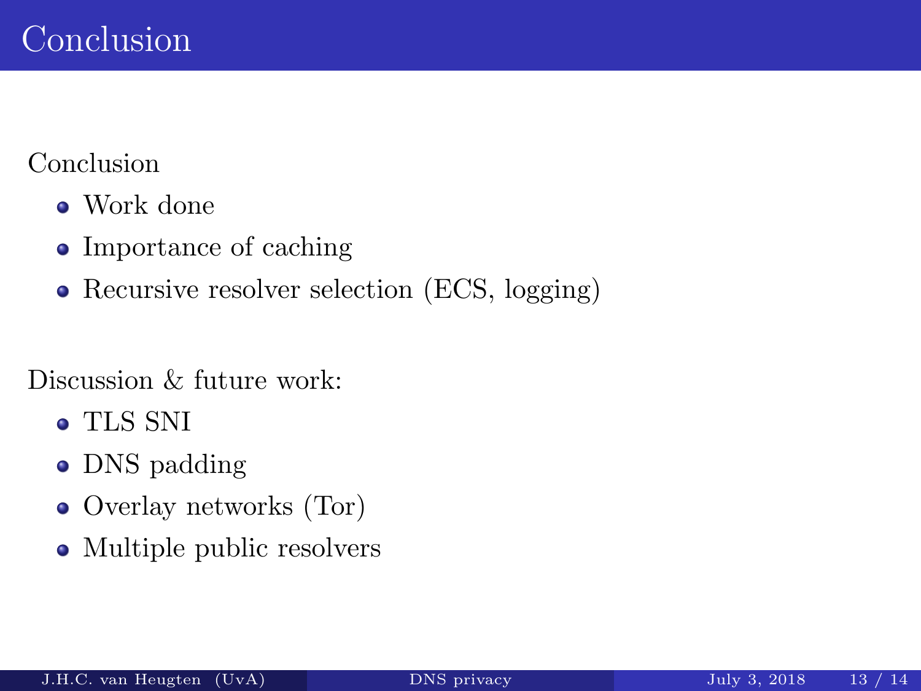# Conclusion

Conclusion

- Work done
- Importance of caching
- Recursive resolver selection (ECS, logging)

Discussion & future work:

- TLS SNI
- DNS padding
- Overlay networks (Tor)
- Multiple public resolvers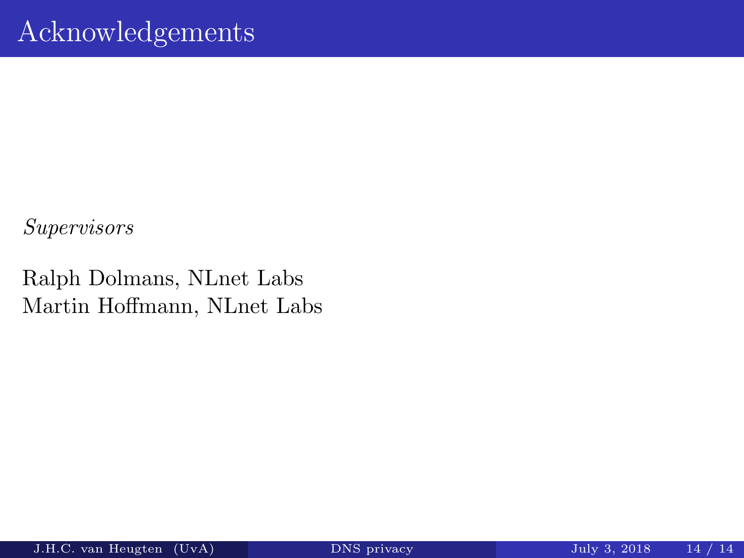# Acknowledgements

*Supervisors*

Ralph Dolmans, NLnet Labs
Martin Hoffmann, NLnet Labs